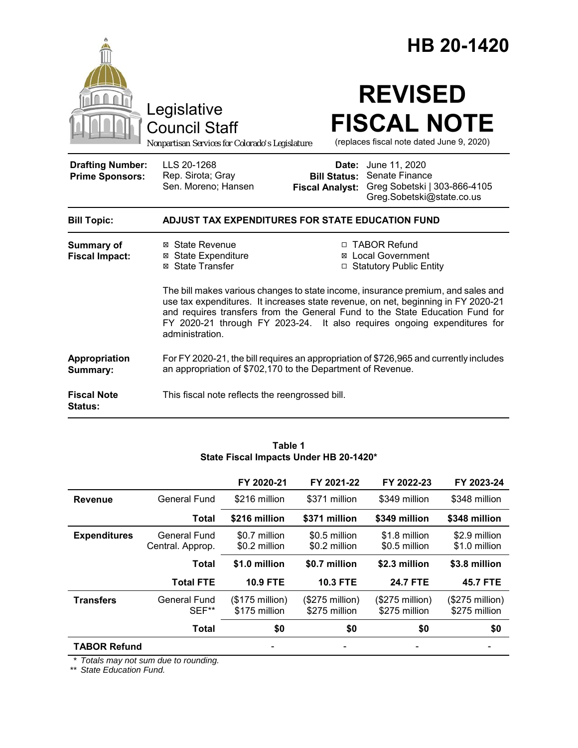# HB 20-1420

Legislative Council Staff

*Nonpartisan Services for Colorado's Legislature*

# REVISED FISCAL NOTE

(replaces fiscal note dated June 9, 2020)

| | | | |
|---|---|---|---|
| **Drafting Number:** | LLS 20-1268 | **Date:** | June 11, 2020 |
| **Prime Sponsors:** | Rep. Sirota; Gray<br>Sen. Moreno; Hansen | **Bill Status:** | Senate Finance |
| | | **Fiscal Analyst:** | Greg Sobetski \| 303-866-4105<br>Greg.Sobetski@state.co.us |

**Bill Topic:** **ADJUST TAX EXPENDITURES FOR STATE EDUCATION FUND**

**Summary of Fiscal Impact:**

- ☒ State Revenue
- ☒ State Expenditure
- ☒ State Transfer
- ☐ TABOR Refund
- ☒ Local Government
- ☐ Statutory Public Entity

The bill makes various changes to state income, insurance premium, and sales and use tax expenditures. It increases state revenue, on net, beginning in FY 2020-21 and requires transfers from the General Fund to the State Education Fund for FY 2020-21 through FY 2023-24. It also requires ongoing expenditures for administration.

**Appropriation Summary:** For FY 2020-21, the bill requires an appropriation of $726,965 and currently includes an appropriation of $702,170 to the Department of Revenue.

**Fiscal Note Status:** This fiscal note reflects the reengrossed bill.

**Table 1**
**State Fiscal Impacts Under HB 20-1420***

| | | FY 2020-21 | FY 2021-22 | FY 2022-23 | FY 2023-24 |
|---|---|---|---|---|---|
| **Revenue** | General Fund | $216 million | $371 million | $349 million | $348 million |
| | **Total** | **$216 million** | **$371 million** | **$349 million** | **$348 million** |
| **Expenditures** | General Fund<br>Central. Approp. | $0.7 million<br>$0.2 million | $0.5 million<br>$0.2 million | $1.8 million<br>$0.5 million | $2.9 million<br>$1.0 million |
| | **Total** | **$1.0 million** | **$0.7 million** | **$2.3 million** | **$3.8 million** |
| | **Total FTE** | **10.9 FTE** | **10.3 FTE** | **24.7 FTE** | **45.7 FTE** |
| **Transfers** | General Fund<br>SEF** | ($175 million)<br>$175 million | ($275 million)<br>$275 million | ($275 million)<br>$275 million | ($275 million)<br>$275 million |
| | **Total** | **$0** | **$0** | **$0** | **$0** |
| **TABOR Refund** | | - | - | - | - |

\* *Totals may not sum due to rounding.*
\*\* *State Education Fund.*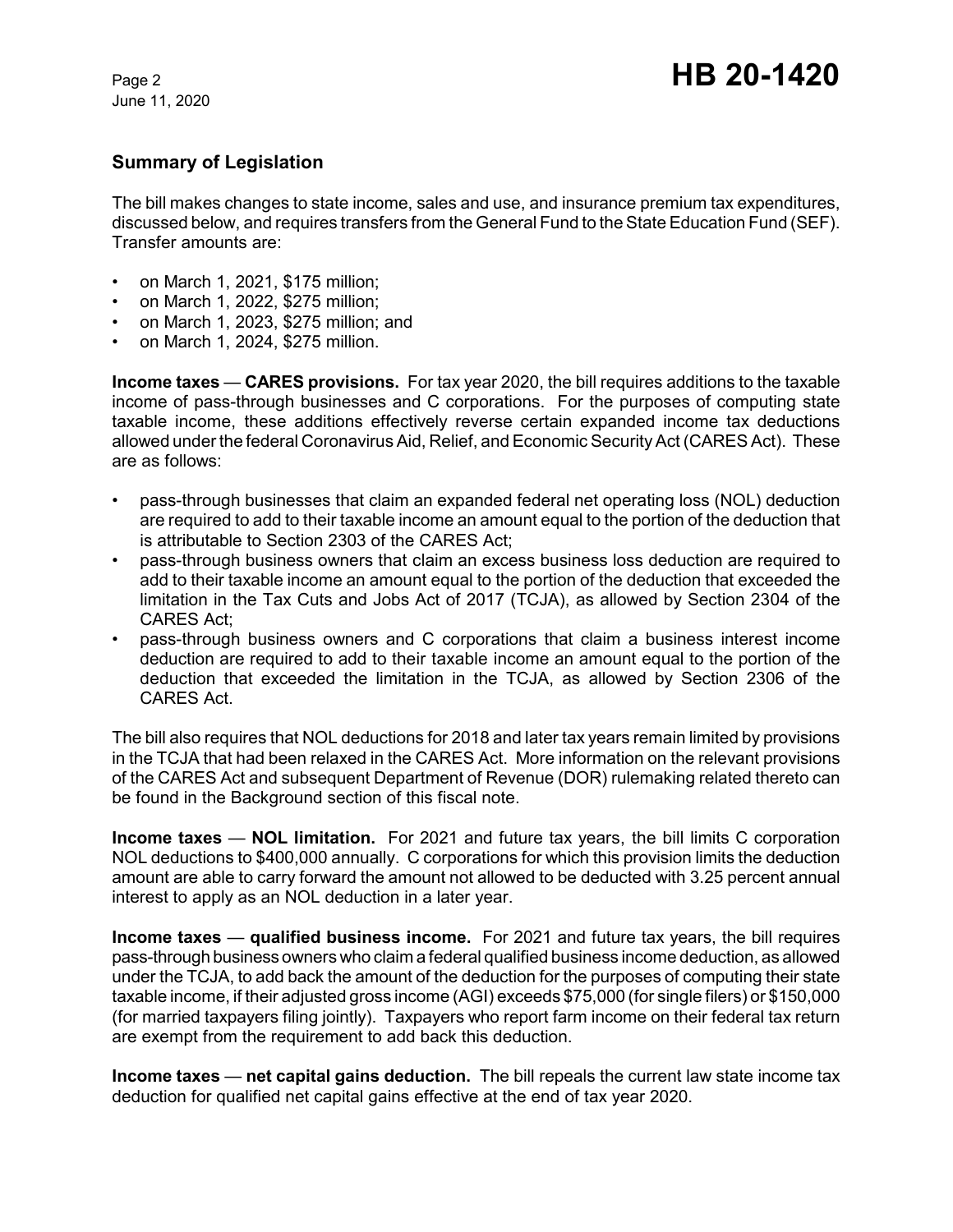## Summary of Legislation

The bill makes changes to state income, sales and use, and insurance premium tax expenditures, discussed below, and requires transfers from the General Fund to the State Education Fund (SEF). Transfer amounts are:

- on March 1, 2021, $175 million;
- on March 1, 2022, $275 million;
- on March 1, 2023, $275 million; and
- on March 1, 2024, $275 million.

**Income taxes** — **CARES provisions.** For tax year 2020, the bill requires additions to the taxable income of pass-through businesses and C corporations. For the purposes of computing state taxable income, these additions effectively reverse certain expanded income tax deductions allowed under the federal Coronavirus Aid, Relief, and Economic Security Act (CARES Act). These are as follows:

- pass-through businesses that claim an expanded federal net operating loss (NOL) deduction are required to add to their taxable income an amount equal to the portion of the deduction that is attributable to Section 2303 of the CARES Act;
- pass-through business owners that claim an excess business loss deduction are required to add to their taxable income an amount equal to the portion of the deduction that exceeded the limitation in the Tax Cuts and Jobs Act of 2017 (TCJA), as allowed by Section 2304 of the CARES Act;
- pass-through business owners and C corporations that claim a business interest income deduction are required to add to their taxable income an amount equal to the portion of the deduction that exceeded the limitation in the TCJA, as allowed by Section 2306 of the CARES Act.

The bill also requires that NOL deductions for 2018 and later tax years remain limited by provisions in the TCJA that had been relaxed in the CARES Act. More information on the relevant provisions of the CARES Act and subsequent Department of Revenue (DOR) rulemaking related thereto can be found in the Background section of this fiscal note.

**Income taxes** — **NOL limitation.** For 2021 and future tax years, the bill limits C corporation NOL deductions to $400,000 annually. C corporations for which this provision limits the deduction amount are able to carry forward the amount not allowed to be deducted with 3.25 percent annual interest to apply as an NOL deduction in a later year.

**Income taxes** — **qualified business income.** For 2021 and future tax years, the bill requires pass-through business owners who claim a federal qualified business income deduction, as allowed under the TCJA, to add back the amount of the deduction for the purposes of computing their state taxable income, if their adjusted gross income (AGI) exceeds $75,000 (for single filers) or $150,000 (for married taxpayers filing jointly). Taxpayers who report farm income on their federal tax return are exempt from the requirement to add back this deduction.

**Income taxes** — **net capital gains deduction.** The bill repeals the current law state income tax deduction for qualified net capital gains effective at the end of tax year 2020.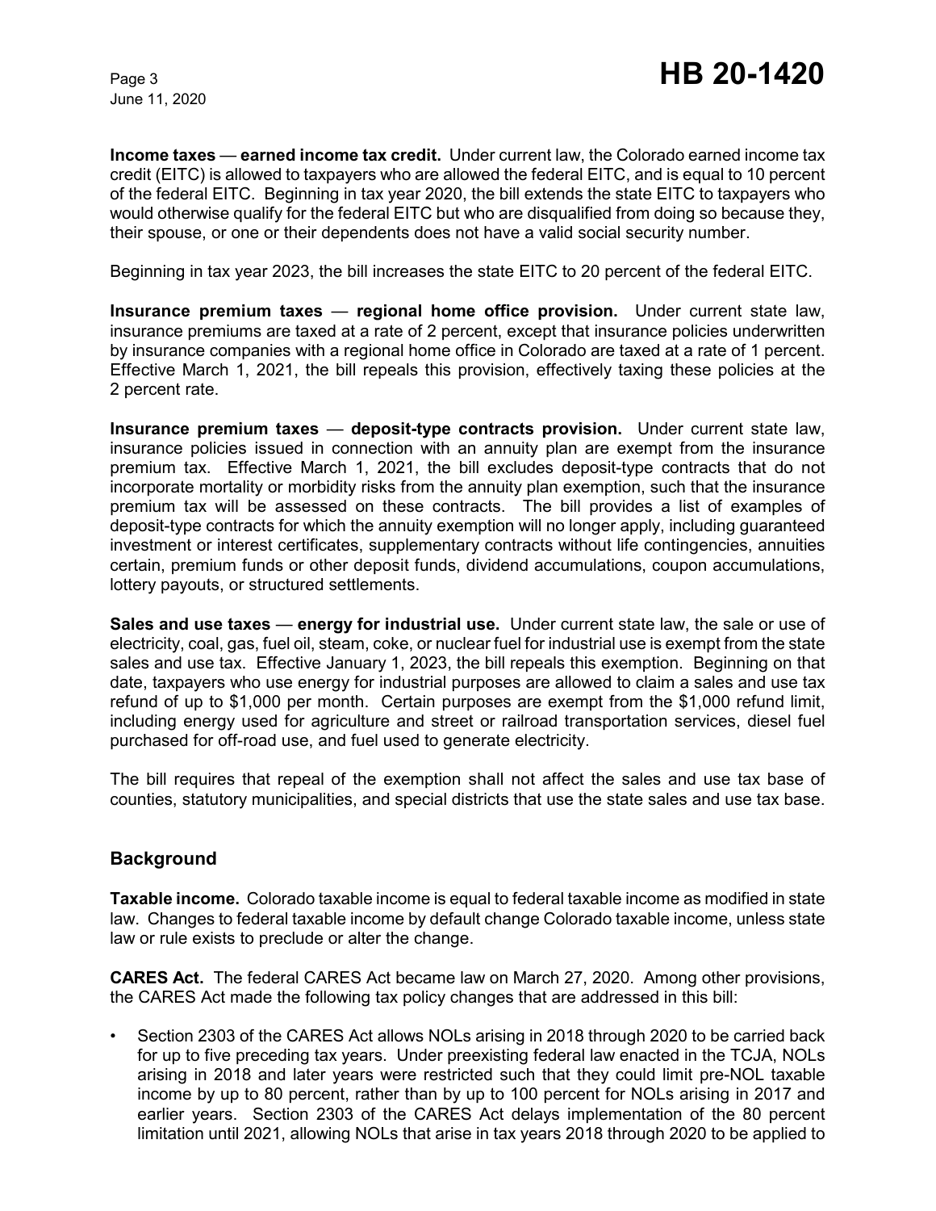**Income taxes** — **earned income tax credit.** Under current law, the Colorado earned income tax credit (EITC) is allowed to taxpayers who are allowed the federal EITC, and is equal to 10 percent of the federal EITC. Beginning in tax year 2020, the bill extends the state EITC to taxpayers who would otherwise qualify for the federal EITC but who are disqualified from doing so because they, their spouse, or one or their dependents does not have a valid social security number.

Beginning in tax year 2023, the bill increases the state EITC to 20 percent of the federal EITC.

**Insurance premium taxes** — **regional home office provision.** Under current state law, insurance premiums are taxed at a rate of 2 percent, except that insurance policies underwritten by insurance companies with a regional home office in Colorado are taxed at a rate of 1 percent. Effective March 1, 2021, the bill repeals this provision, effectively taxing these policies at the 2 percent rate.

**Insurance premium taxes** — **deposit-type contracts provision.** Under current state law, insurance policies issued in connection with an annuity plan are exempt from the insurance premium tax. Effective March 1, 2021, the bill excludes deposit-type contracts that do not incorporate mortality or morbidity risks from the annuity plan exemption, such that the insurance premium tax will be assessed on these contracts. The bill provides a list of examples of deposit-type contracts for which the annuity exemption will no longer apply, including guaranteed investment or interest certificates, supplementary contracts without life contingencies, annuities certain, premium funds or other deposit funds, dividend accumulations, coupon accumulations, lottery payouts, or structured settlements.

**Sales and use taxes** — **energy for industrial use.** Under current state law, the sale or use of electricity, coal, gas, fuel oil, steam, coke, or nuclear fuel for industrial use is exempt from the state sales and use tax. Effective January 1, 2023, the bill repeals this exemption. Beginning on that date, taxpayers who use energy for industrial purposes are allowed to claim a sales and use tax refund of up to $1,000 per month. Certain purposes are exempt from the $1,000 refund limit, including energy used for agriculture and street or railroad transportation services, diesel fuel purchased for off-road use, and fuel used to generate electricity.

The bill requires that repeal of the exemption shall not affect the sales and use tax base of counties, statutory municipalities, and special districts that use the state sales and use tax base.

## Background

**Taxable income.** Colorado taxable income is equal to federal taxable income as modified in state law. Changes to federal taxable income by default change Colorado taxable income, unless state law or rule exists to preclude or alter the change.

**CARES Act.** The federal CARES Act became law on March 27, 2020. Among other provisions, the CARES Act made the following tax policy changes that are addressed in this bill:

- Section 2303 of the CARES Act allows NOLs arising in 2018 through 2020 to be carried back for up to five preceding tax years. Under preexisting federal law enacted in the TCJA, NOLs arising in 2018 and later years were restricted such that they could limit pre-NOL taxable income by up to 80 percent, rather than by up to 100 percent for NOLs arising in 2017 and earlier years. Section 2303 of the CARES Act delays implementation of the 80 percent limitation until 2021, allowing NOLs that arise in tax years 2018 through 2020 to be applied to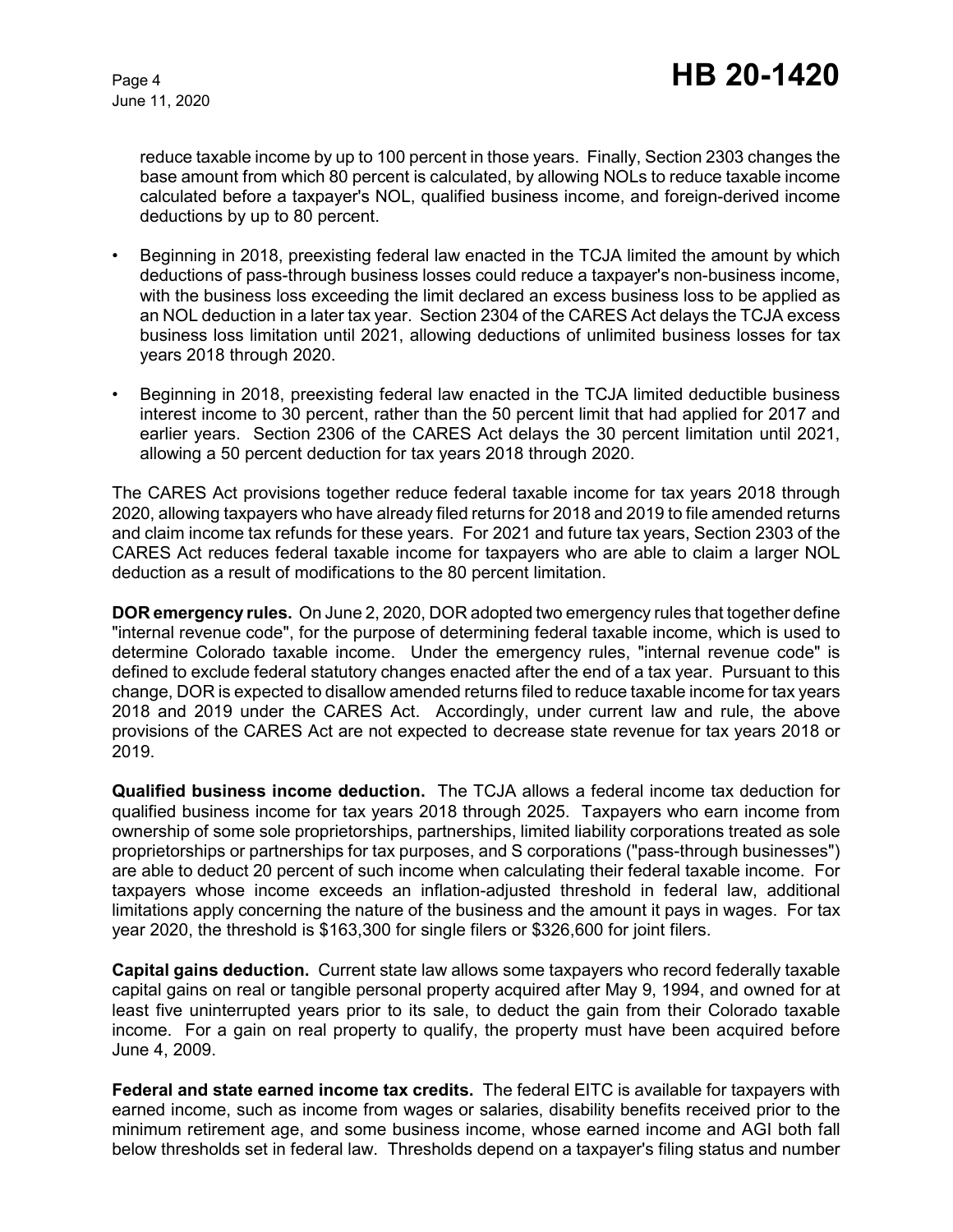reduce taxable income by up to 100 percent in those years. Finally, Section 2303 changes the base amount from which 80 percent is calculated, by allowing NOLs to reduce taxable income calculated before a taxpayer's NOL, qualified business income, and foreign-derived income deductions by up to 80 percent.

- Beginning in 2018, preexisting federal law enacted in the TCJA limited the amount by which deductions of pass-through business losses could reduce a taxpayer's non-business income, with the business loss exceeding the limit declared an excess business loss to be applied as an NOL deduction in a later tax year. Section 2304 of the CARES Act delays the TCJA excess business loss limitation until 2021, allowing deductions of unlimited business losses for tax years 2018 through 2020.
- Beginning in 2018, preexisting federal law enacted in the TCJA limited deductible business interest income to 30 percent, rather than the 50 percent limit that had applied for 2017 and earlier years. Section 2306 of the CARES Act delays the 30 percent limitation until 2021, allowing a 50 percent deduction for tax years 2018 through 2020.

The CARES Act provisions together reduce federal taxable income for tax years 2018 through 2020, allowing taxpayers who have already filed returns for 2018 and 2019 to file amended returns and claim income tax refunds for these years. For 2021 and future tax years, Section 2303 of the CARES Act reduces federal taxable income for taxpayers who are able to claim a larger NOL deduction as a result of modifications to the 80 percent limitation.

**DOR emergency rules.** On June 2, 2020, DOR adopted two emergency rules that together define "internal revenue code", for the purpose of determining federal taxable income, which is used to determine Colorado taxable income. Under the emergency rules, "internal revenue code" is defined to exclude federal statutory changes enacted after the end of a tax year. Pursuant to this change, DOR is expected to disallow amended returns filed to reduce taxable income for tax years 2018 and 2019 under the CARES Act. Accordingly, under current law and rule, the above provisions of the CARES Act are not expected to decrease state revenue for tax years 2018 or 2019.

**Qualified business income deduction.** The TCJA allows a federal income tax deduction for qualified business income for tax years 2018 through 2025. Taxpayers who earn income from ownership of some sole proprietorships, partnerships, limited liability corporations treated as sole proprietorships or partnerships for tax purposes, and S corporations ("pass-through businesses") are able to deduct 20 percent of such income when calculating their federal taxable income. For taxpayers whose income exceeds an inflation-adjusted threshold in federal law, additional limitations apply concerning the nature of the business and the amount it pays in wages. For tax year 2020, the threshold is $163,300 for single filers or $326,600 for joint filers.

**Capital gains deduction.** Current state law allows some taxpayers who record federally taxable capital gains on real or tangible personal property acquired after May 9, 1994, and owned for at least five uninterrupted years prior to its sale, to deduct the gain from their Colorado taxable income. For a gain on real property to qualify, the property must have been acquired before June 4, 2009.

**Federal and state earned income tax credits.** The federal EITC is available for taxpayers with earned income, such as income from wages or salaries, disability benefits received prior to the minimum retirement age, and some business income, whose earned income and AGI both fall below thresholds set in federal law. Thresholds depend on a taxpayer's filing status and number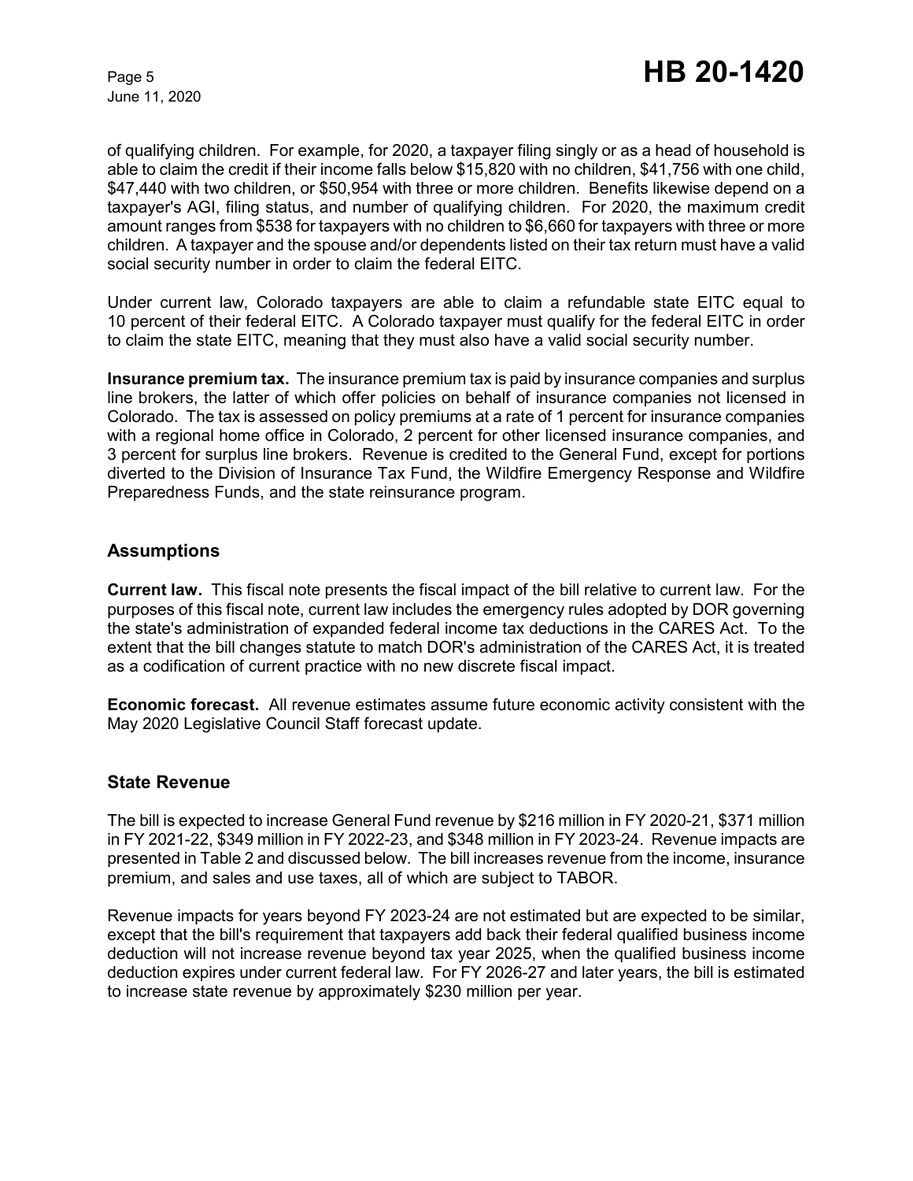of qualifying children. For example, for 2020, a taxpayer filing singly or as a head of household is able to claim the credit if their income falls below $15,820 with no children, $41,756 with one child, $47,440 with two children, or $50,954 with three or more children. Benefits likewise depend on a taxpayer's AGI, filing status, and number of qualifying children. For 2020, the maximum credit amount ranges from $538 for taxpayers with no children to $6,660 for taxpayers with three or more children. A taxpayer and the spouse and/or dependents listed on their tax return must have a valid social security number in order to claim the federal EITC.

Under current law, Colorado taxpayers are able to claim a refundable state EITC equal to 10 percent of their federal EITC. A Colorado taxpayer must qualify for the federal EITC in order to claim the state EITC, meaning that they must also have a valid social security number.

**Insurance premium tax.** The insurance premium tax is paid by insurance companies and surplus line brokers, the latter of which offer policies on behalf of insurance companies not licensed in Colorado. The tax is assessed on policy premiums at a rate of 1 percent for insurance companies with a regional home office in Colorado, 2 percent for other licensed insurance companies, and 3 percent for surplus line brokers. Revenue is credited to the General Fund, except for portions diverted to the Division of Insurance Tax Fund, the Wildfire Emergency Response and Wildfire Preparedness Funds, and the state reinsurance program.

## Assumptions

**Current law.** This fiscal note presents the fiscal impact of the bill relative to current law. For the purposes of this fiscal note, current law includes the emergency rules adopted by DOR governing the state's administration of expanded federal income tax deductions in the CARES Act. To the extent that the bill changes statute to match DOR's administration of the CARES Act, it is treated as a codification of current practice with no new discrete fiscal impact.

**Economic forecast.** All revenue estimates assume future economic activity consistent with the May 2020 Legislative Council Staff forecast update.

## State Revenue

The bill is expected to increase General Fund revenue by $216 million in FY 2020-21, $371 million in FY 2021-22, $349 million in FY 2022-23, and $348 million in FY 2023-24. Revenue impacts are presented in Table 2 and discussed below. The bill increases revenue from the income, insurance premium, and sales and use taxes, all of which are subject to TABOR.

Revenue impacts for years beyond FY 2023-24 are not estimated but are expected to be similar, except that the bill's requirement that taxpayers add back their federal qualified business income deduction will not increase revenue beyond tax year 2025, when the qualified business income deduction expires under current federal law. For FY 2026-27 and later years, the bill is estimated to increase state revenue by approximately $230 million per year.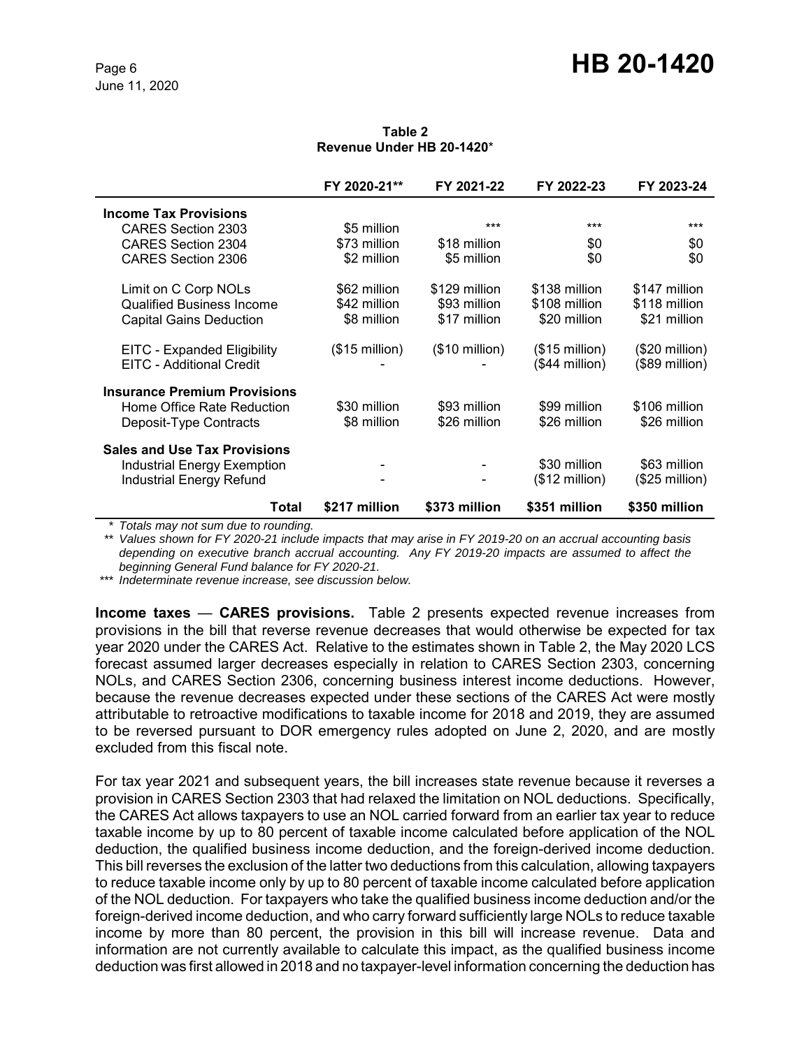**Table 2**
**Revenue Under HB 20-1420***

| | FY 2020-21** | FY 2021-22 | FY 2022-23 | FY 2023-24 |
|---|---|---|---|---|
| **Income Tax Provisions** | | | | |
| CARES Section 2303 | $5 million | *** | *** | *** |
| CARES Section 2304 | $73 million | $18 million | $0 | $0 |
| CARES Section 2306 | $2 million | $5 million | $0 | $0 |
| Limit on C Corp NOLs | $62 million | $129 million | $138 million | $147 million |
| Qualified Business Income | $42 million | $93 million | $108 million | $118 million |
| Capital Gains Deduction | $8 million | $17 million | $20 million | $21 million |
| EITC - Expanded Eligibility | ($15 million) | ($10 million) | ($15 million) | ($20 million) |
| EITC - Additional Credit | - | - | ($44 million) | ($89 million) |
| **Insurance Premium Provisions** | | | | |
| Home Office Rate Reduction | $30 million | $93 million | $99 million | $106 million |
| Deposit-Type Contracts | $8 million | $26 million | $26 million | $26 million |
| **Sales and Use Tax Provisions** | | | | |
| Industrial Energy Exemption | - | - | $30 million | $63 million |
| Industrial Energy Refund | - | - | ($12 million) | ($25 million) |
| **Total** | **$217 million** | **$373 million** | **$351 million** | **$350 million** |

*\* Totals may not sum due to rounding.*
*\*\* Values shown for FY 2020-21 include impacts that may arise in FY 2019-20 on an accrual accounting basis depending on executive branch accrual accounting. Any FY 2019-20 impacts are assumed to affect the beginning General Fund balance for FY 2020-21.*
*\*\*\* Indeterminate revenue increase, see discussion below.*

**Income taxes** — **CARES provisions.** Table 2 presents expected revenue increases from provisions in the bill that reverse revenue decreases that would otherwise be expected for tax year 2020 under the CARES Act. Relative to the estimates shown in Table 2, the May 2020 LCS forecast assumed larger decreases especially in relation to CARES Section 2303, concerning NOLs, and CARES Section 2306, concerning business interest income deductions. However, because the revenue decreases expected under these sections of the CARES Act were mostly attributable to retroactive modifications to taxable income for 2018 and 2019, they are assumed to be reversed pursuant to DOR emergency rules adopted on June 2, 2020, and are mostly excluded from this fiscal note.

For tax year 2021 and subsequent years, the bill increases state revenue because it reverses a provision in CARES Section 2303 that had relaxed the limitation on NOL deductions. Specifically, the CARES Act allows taxpayers to use an NOL carried forward from an earlier tax year to reduce taxable income by up to 80 percent of taxable income calculated before application of the NOL deduction, the qualified business income deduction, and the foreign-derived income deduction. This bill reverses the exclusion of the latter two deductions from this calculation, allowing taxpayers to reduce taxable income only by up to 80 percent of taxable income calculated before application of the NOL deduction. For taxpayers who take the qualified business income deduction and/or the foreign-derived income deduction, and who carry forward sufficiently large NOLs to reduce taxable income by more than 80 percent, the provision in this bill will increase revenue. Data and information are not currently available to calculate this impact, as the qualified business income deduction was first allowed in 2018 and no taxpayer-level information concerning the deduction has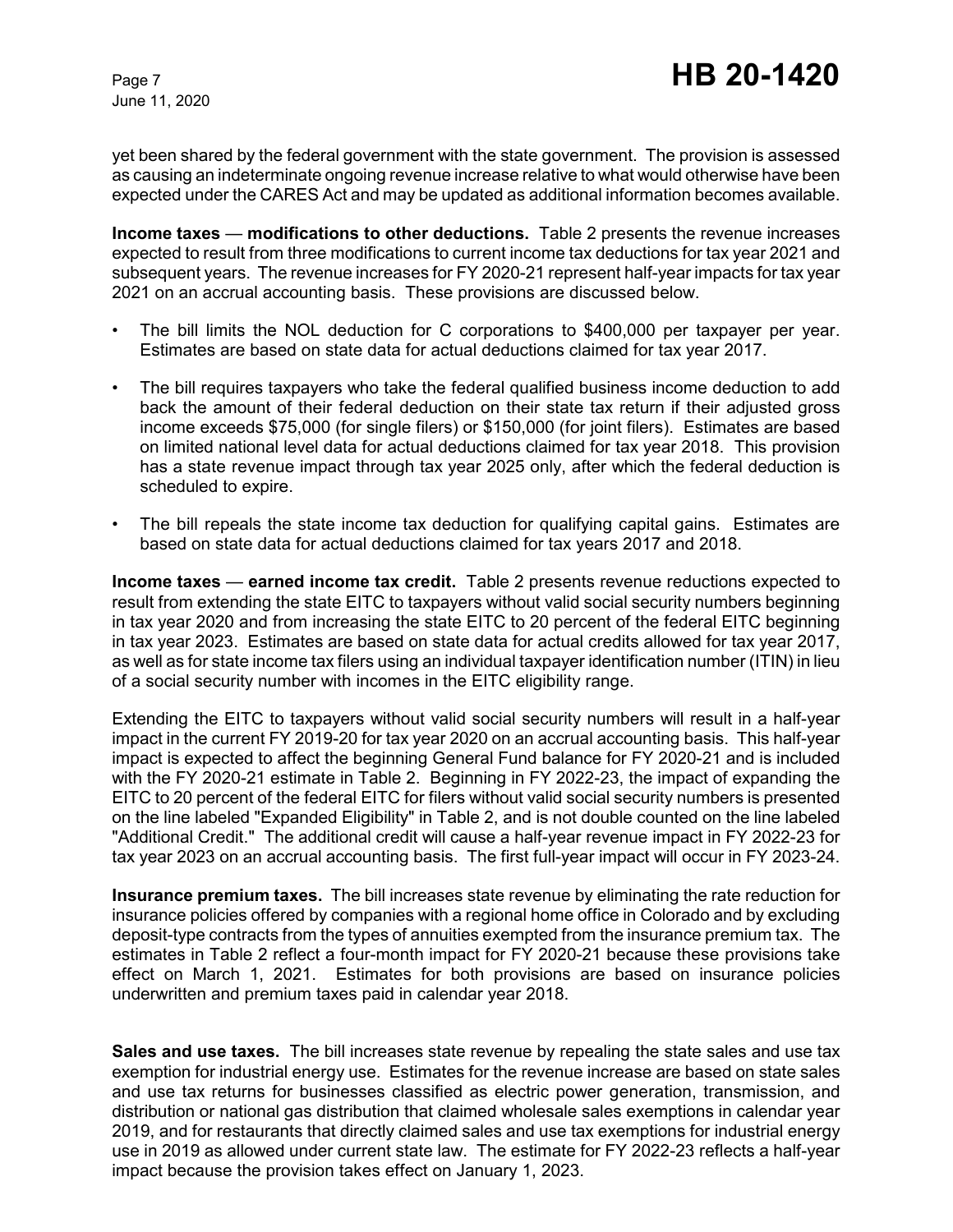yet been shared by the federal government with the state government. The provision is assessed as causing an indeterminate ongoing revenue increase relative to what would otherwise have been expected under the CARES Act and may be updated as additional information becomes available.

**Income taxes — modifications to other deductions.** Table 2 presents the revenue increases expected to result from three modifications to current income tax deductions for tax year 2021 and subsequent years. The revenue increases for FY 2020-21 represent half-year impacts for tax year 2021 on an accrual accounting basis. These provisions are discussed below.

- The bill limits the NOL deduction for C corporations to $400,000 per taxpayer per year. Estimates are based on state data for actual deductions claimed for tax year 2017.
- The bill requires taxpayers who take the federal qualified business income deduction to add back the amount of their federal deduction on their state tax return if their adjusted gross income exceeds $75,000 (for single filers) or $150,000 (for joint filers). Estimates are based on limited national level data for actual deductions claimed for tax year 2018. This provision has a state revenue impact through tax year 2025 only, after which the federal deduction is scheduled to expire.
- The bill repeals the state income tax deduction for qualifying capital gains. Estimates are based on state data for actual deductions claimed for tax years 2017 and 2018.

**Income taxes — earned income tax credit.** Table 2 presents revenue reductions expected to result from extending the state EITC to taxpayers without valid social security numbers beginning in tax year 2020 and from increasing the state EITC to 20 percent of the federal EITC beginning in tax year 2023. Estimates are based on state data for actual credits allowed for tax year 2017, as well as for state income tax filers using an individual taxpayer identification number (ITIN) in lieu of a social security number with incomes in the EITC eligibility range.

Extending the EITC to taxpayers without valid social security numbers will result in a half-year impact in the current FY 2019-20 for tax year 2020 on an accrual accounting basis. This half-year impact is expected to affect the beginning General Fund balance for FY 2020-21 and is included with the FY 2020-21 estimate in Table 2. Beginning in FY 2022-23, the impact of expanding the EITC to 20 percent of the federal EITC for filers without valid social security numbers is presented on the line labeled "Expanded Eligibility" in Table 2, and is not double counted on the line labeled "Additional Credit." The additional credit will cause a half-year revenue impact in FY 2022-23 for tax year 2023 on an accrual accounting basis. The first full-year impact will occur in FY 2023-24.

**Insurance premium taxes.** The bill increases state revenue by eliminating the rate reduction for insurance policies offered by companies with a regional home office in Colorado and by excluding deposit-type contracts from the types of annuities exempted from the insurance premium tax. The estimates in Table 2 reflect a four-month impact for FY 2020-21 because these provisions take effect on March 1, 2021. Estimates for both provisions are based on insurance policies underwritten and premium taxes paid in calendar year 2018.

**Sales and use taxes.** The bill increases state revenue by repealing the state sales and use tax exemption for industrial energy use. Estimates for the revenue increase are based on state sales and use tax returns for businesses classified as electric power generation, transmission, and distribution or national gas distribution that claimed wholesale sales exemptions in calendar year 2019, and for restaurants that directly claimed sales and use tax exemptions for industrial energy use in 2019 as allowed under current state law. The estimate for FY 2022-23 reflects a half-year impact because the provision takes effect on January 1, 2023.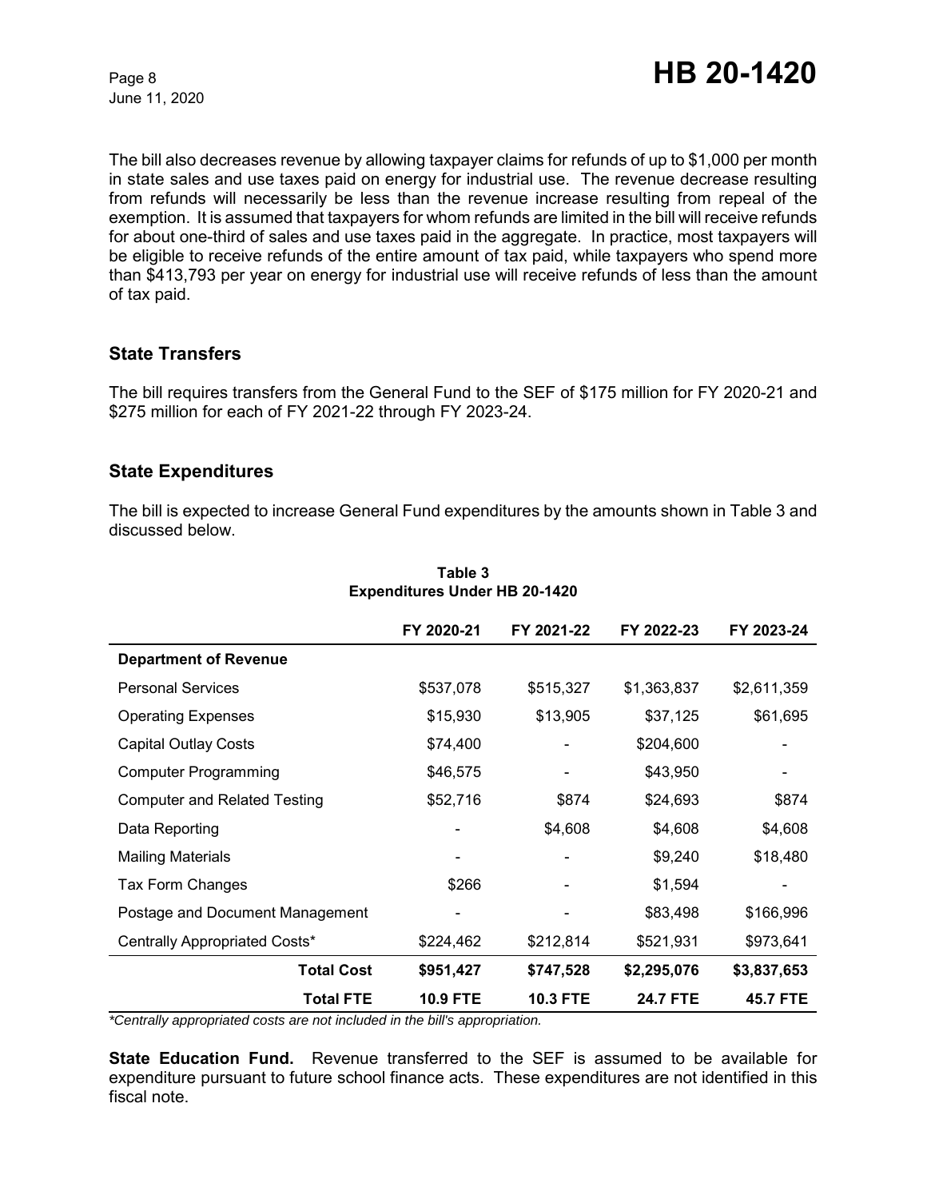The bill also decreases revenue by allowing taxpayer claims for refunds of up to $1,000 per month in state sales and use taxes paid on energy for industrial use. The revenue decrease resulting from refunds will necessarily be less than the revenue increase resulting from repeal of the exemption. It is assumed that taxpayers for whom refunds are limited in the bill will receive refunds for about one-third of sales and use taxes paid in the aggregate. In practice, most taxpayers will be eligible to receive refunds of the entire amount of tax paid, while taxpayers who spend more than $413,793 per year on energy for industrial use will receive refunds of less than the amount of tax paid.

## State Transfers

The bill requires transfers from the General Fund to the SEF of $175 million for FY 2020-21 and $275 million for each of FY 2021-22 through FY 2023-24.

## State Expenditures

The bill is expected to increase General Fund expenditures by the amounts shown in Table 3 and discussed below.

**Table 3**
**Expenditures Under HB 20-1420**

| | FY 2020-21 | FY 2021-22 | FY 2022-23 | FY 2023-24 |
|---|---|---|---|---|
| **Department of Revenue** | | | | |
| Personal Services | $537,078 | $515,327 | $1,363,837 | $2,611,359 |
| Operating Expenses | $15,930 | $13,905 | $37,125 | $61,695 |
| Capital Outlay Costs | $74,400 | - | $204,600 | - |
| Computer Programming | $46,575 | - | $43,950 | - |
| Computer and Related Testing | $52,716 | $874 | $24,693 | $874 |
| Data Reporting | - | $4,608 | $4,608 | $4,608 |
| Mailing Materials | - | - | $9,240 | $18,480 |
| Tax Form Changes | $266 | - | $1,594 | - |
| Postage and Document Management | - | - | $83,498 | $166,996 |
| Centrally Appropriated Costs* | $224,462 | $212,814 | $521,931 | $973,641 |
| **Total Cost** | **$951,427** | **$747,528** | **$2,295,076** | **$3,837,653** |
| **Total FTE** | **10.9 FTE** | **10.3 FTE** | **24.7 FTE** | **45.7 FTE** |

*\*Centrally appropriated costs are not included in the bill's appropriation.*

**State Education Fund.** Revenue transferred to the SEF is assumed to be available for expenditure pursuant to future school finance acts. These expenditures are not identified in this fiscal note.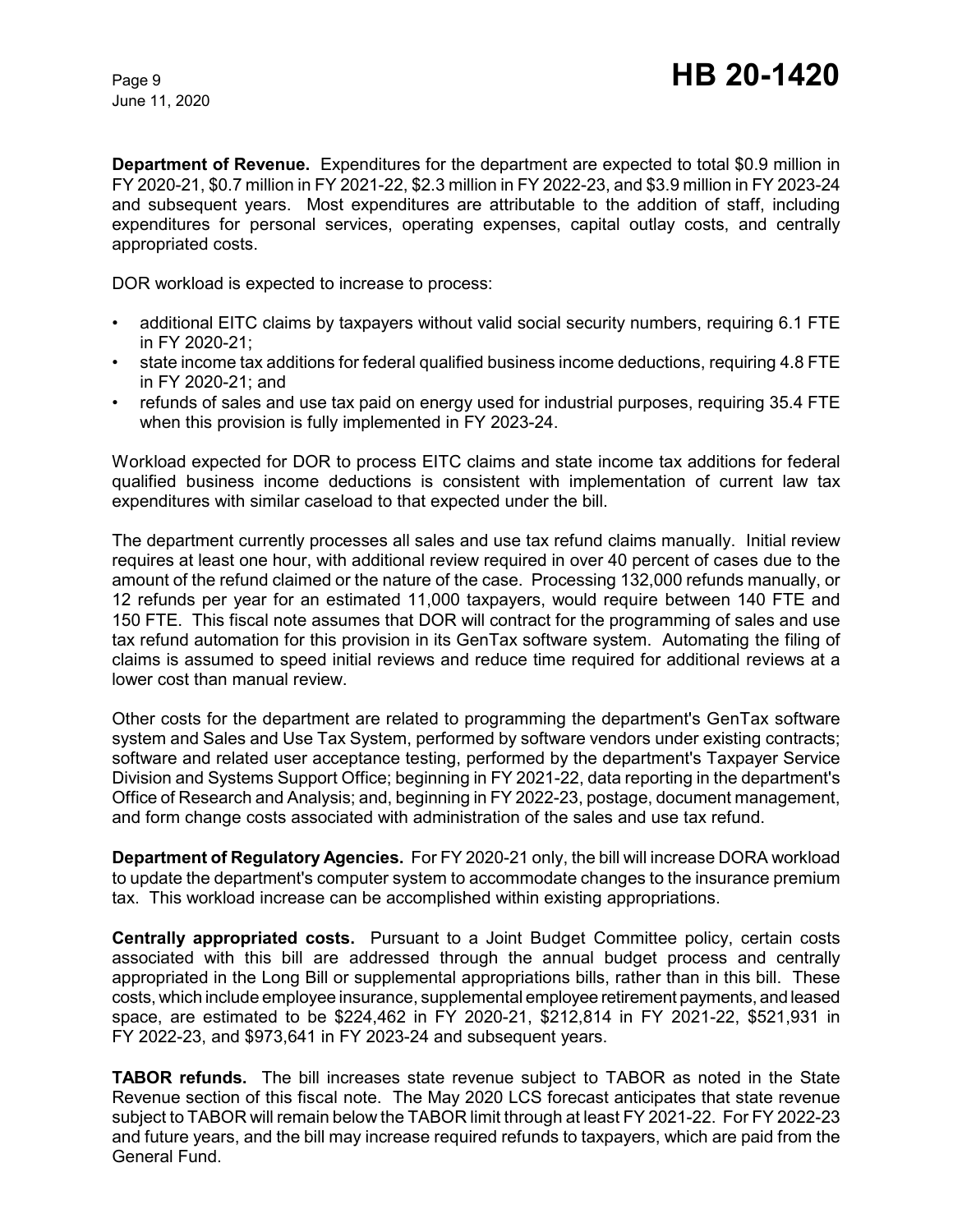**Department of Revenue.** Expenditures for the department are expected to total $0.9 million in FY 2020-21, $0.7 million in FY 2021-22, $2.3 million in FY 2022-23, and $3.9 million in FY 2023-24 and subsequent years. Most expenditures are attributable to the addition of staff, including expenditures for personal services, operating expenses, capital outlay costs, and centrally appropriated costs.

DOR workload is expected to increase to process:

- additional EITC claims by taxpayers without valid social security numbers, requiring 6.1 FTE in FY 2020-21;
- state income tax additions for federal qualified business income deductions, requiring 4.8 FTE in FY 2020-21; and
- refunds of sales and use tax paid on energy used for industrial purposes, requiring 35.4 FTE when this provision is fully implemented in FY 2023-24.

Workload expected for DOR to process EITC claims and state income tax additions for federal qualified business income deductions is consistent with implementation of current law tax expenditures with similar caseload to that expected under the bill.

The department currently processes all sales and use tax refund claims manually. Initial review requires at least one hour, with additional review required in over 40 percent of cases due to the amount of the refund claimed or the nature of the case. Processing 132,000 refunds manually, or 12 refunds per year for an estimated 11,000 taxpayers, would require between 140 FTE and 150 FTE. This fiscal note assumes that DOR will contract for the programming of sales and use tax refund automation for this provision in its GenTax software system. Automating the filing of claims is assumed to speed initial reviews and reduce time required for additional reviews at a lower cost than manual review.

Other costs for the department are related to programming the department's GenTax software system and Sales and Use Tax System, performed by software vendors under existing contracts; software and related user acceptance testing, performed by the department's Taxpayer Service Division and Systems Support Office; beginning in FY 2021-22, data reporting in the department's Office of Research and Analysis; and, beginning in FY 2022-23, postage, document management, and form change costs associated with administration of the sales and use tax refund.

**Department of Regulatory Agencies.** For FY 2020-21 only, the bill will increase DORA workload to update the department's computer system to accommodate changes to the insurance premium tax. This workload increase can be accomplished within existing appropriations.

**Centrally appropriated costs.** Pursuant to a Joint Budget Committee policy, certain costs associated with this bill are addressed through the annual budget process and centrally appropriated in the Long Bill or supplemental appropriations bills, rather than in this bill. These costs, which include employee insurance, supplemental employee retirement payments, and leased space, are estimated to be $224,462 in FY 2020-21, $212,814 in FY 2021-22, $521,931 in FY 2022-23, and $973,641 in FY 2023-24 and subsequent years.

**TABOR refunds.** The bill increases state revenue subject to TABOR as noted in the State Revenue section of this fiscal note. The May 2020 LCS forecast anticipates that state revenue subject to TABOR will remain below the TABOR limit through at least FY 2021-22. For FY 2022-23 and future years, and the bill may increase required refunds to taxpayers, which are paid from the General Fund.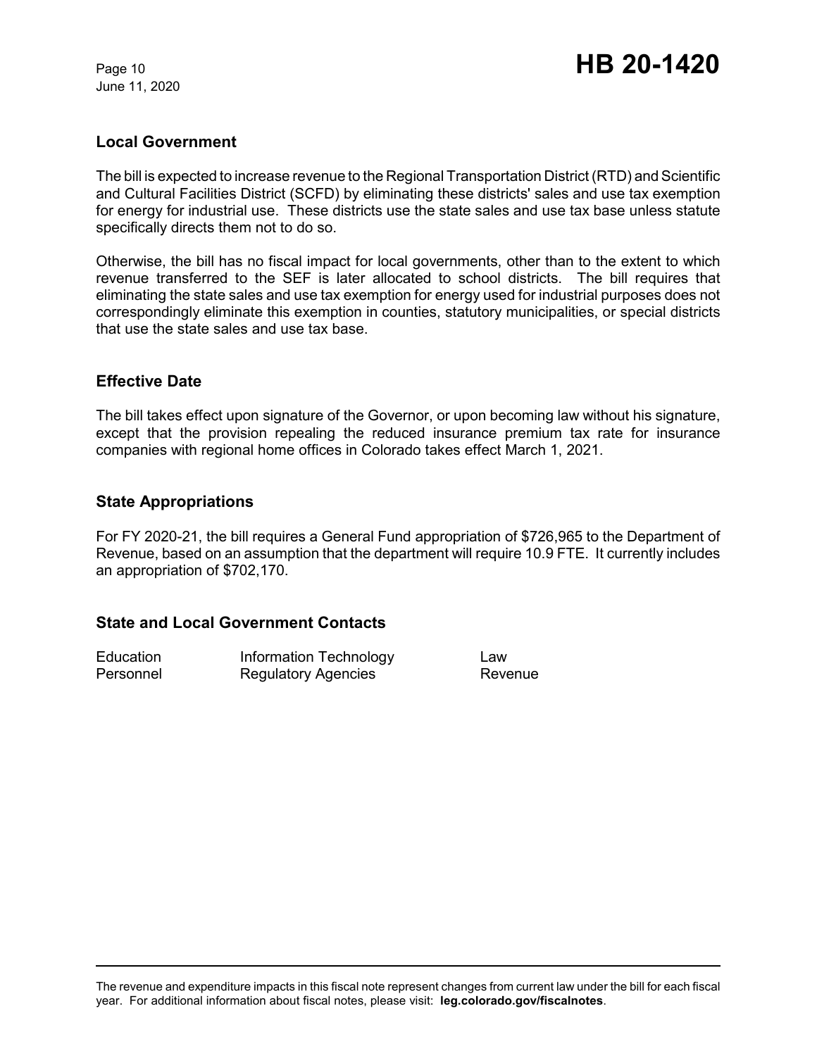## Local Government

The bill is expected to increase revenue to the Regional Transportation District (RTD) and Scientific and Cultural Facilities District (SCFD) by eliminating these districts' sales and use tax exemption for energy for industrial use. These districts use the state sales and use tax base unless statute specifically directs them not to do so.

Otherwise, the bill has no fiscal impact for local governments, other than to the extent to which revenue transferred to the SEF is later allocated to school districts. The bill requires that eliminating the state sales and use tax exemption for energy used for industrial purposes does not correspondingly eliminate this exemption in counties, statutory municipalities, or special districts that use the state sales and use tax base.

## Effective Date

The bill takes effect upon signature of the Governor, or upon becoming law without his signature, except that the provision repealing the reduced insurance premium tax rate for insurance companies with regional home offices in Colorado takes effect March 1, 2021.

## State Appropriations

For FY 2020-21, the bill requires a General Fund appropriation of $726,965 to the Department of Revenue, based on an assumption that the department will require 10.9 FTE. It currently includes an appropriation of $702,170.

## State and Local Government Contacts

| | | |
|---|---|---|
| Education | Information Technology | Law |
| Personnel | Regulatory Agencies | Revenue |

The revenue and expenditure impacts in this fiscal note represent changes from current law under the bill for each fiscal year. For additional information about fiscal notes, please visit: **leg.colorado.gov/fiscalnotes**.